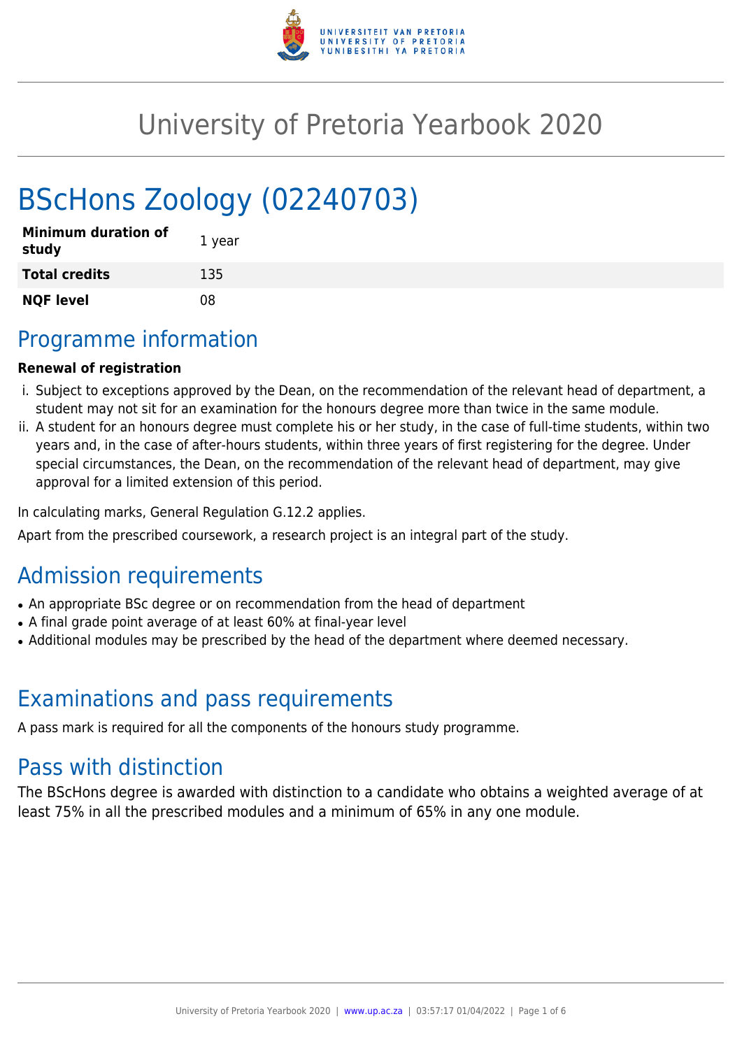# University of Pretoria Yearbook 2020

# BScHons Zoology (02240703)

| | |
|---|---|
| **Minimum duration of study** | 1 year |
| **Total credits** | 135 |
| **NQF level** | 08 |

## Programme information

**Renewal of registration**

i. Subject to exceptions approved by the Dean, on the recommendation of the relevant head of department, a student may not sit for an examination for the honours degree more than twice in the same module.
ii. A student for an honours degree must complete his or her study, in the case of full-time students, within two years and, in the case of after-hours students, within three years of first registering for the degree. Under special circumstances, the Dean, on the recommendation of the relevant head of department, may give approval for a limited extension of this period.

In calculating marks, General Regulation G.12.2 applies.

Apart from the prescribed coursework, a research project is an integral part of the study.

## Admission requirements

- An appropriate BSc degree or on recommendation from the head of department
- A final grade point average of at least 60% at final-year level
- Additional modules may be prescribed by the head of the department where deemed necessary.

## Examinations and pass requirements

A pass mark is required for all the components of the honours study programme.

## Pass with distinction

The BScHons degree is awarded with distinction to a candidate who obtains a weighted average of at least 75% in all the prescribed modules and a minimum of 65% in any one module.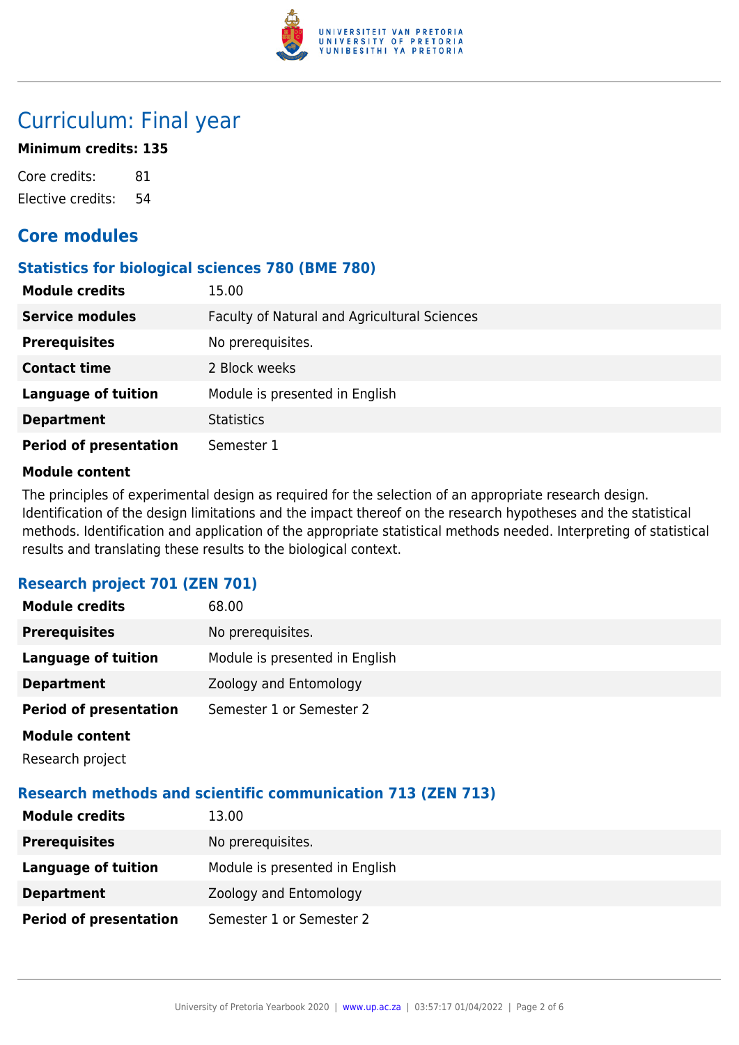# Curriculum: Final year

**Minimum credits: 135**

| | |
|---|---|
| Core credits: | 81 |
| Elective credits: | 54 |

## Core modules

### Statistics for biological sciences 780 (BME 780)

| | |
|---|---|
| **Module credits** | 15.00 |
| **Service modules** | Faculty of Natural and Agricultural Sciences |
| **Prerequisites** | No prerequisites. |
| **Contact time** | 2 Block weeks |
| **Language of tuition** | Module is presented in English |
| **Department** | Statistics |
| **Period of presentation** | Semester 1 |

**Module content**

The principles of experimental design as required for the selection of an appropriate research design. Identification of the design limitations and the impact thereof on the research hypotheses and the statistical methods. Identification and application of the appropriate statistical methods needed. Interpreting of statistical results and translating these results to the biological context.

### Research project 701 (ZEN 701)

| | |
|---|---|
| **Module credits** | 68.00 |
| **Prerequisites** | No prerequisites. |
| **Language of tuition** | Module is presented in English |
| **Department** | Zoology and Entomology |
| **Period of presentation** | Semester 1 or Semester 2 |

**Module content**

Research project

### Research methods and scientific communication 713 (ZEN 713)

| | |
|---|---|
| **Module credits** | 13.00 |
| **Prerequisites** | No prerequisites. |
| **Language of tuition** | Module is presented in English |
| **Department** | Zoology and Entomology |
| **Period of presentation** | Semester 1 or Semester 2 |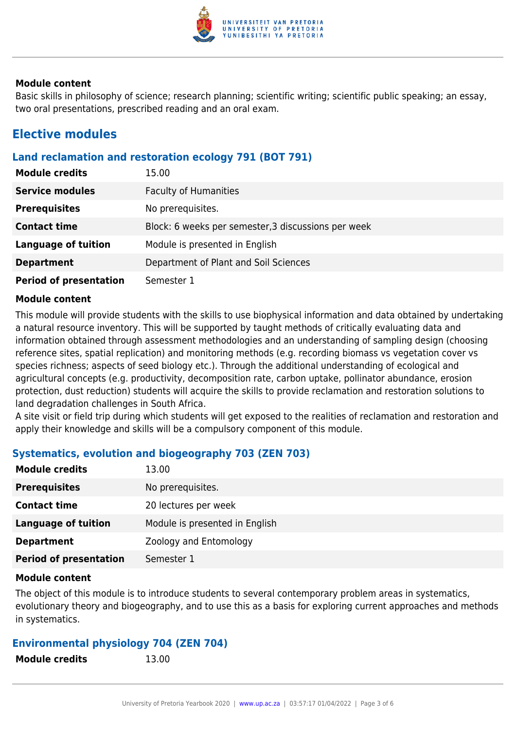**Module content**

Basic skills in philosophy of science; research planning; scientific writing; scientific public speaking; an essay, two oral presentations, prescribed reading and an oral exam.

## Elective modules

### Land reclamation and restoration ecology 791 (BOT 791)

| | |
|---|---|
| **Module credits** | 15.00 |
| **Service modules** | Faculty of Humanities |
| **Prerequisites** | No prerequisites. |
| **Contact time** | Block: 6 weeks per semester,3 discussions per week |
| **Language of tuition** | Module is presented in English |
| **Department** | Department of Plant and Soil Sciences |
| **Period of presentation** | Semester 1 |

**Module content**

This module will provide students with the skills to use biophysical information and data obtained by undertaking a natural resource inventory. This will be supported by taught methods of critically evaluating data and information obtained through assessment methodologies and an understanding of sampling design (choosing reference sites, spatial replication) and monitoring methods (e.g. recording biomass vs vegetation cover vs species richness; aspects of seed biology etc.). Through the additional understanding of ecological and agricultural concepts (e.g. productivity, decomposition rate, carbon uptake, pollinator abundance, erosion protection, dust reduction) students will acquire the skills to provide reclamation and restoration solutions to land degradation challenges in South Africa.
A site visit or field trip during which students will get exposed to the realities of reclamation and restoration and apply their knowledge and skills will be a compulsory component of this module.

### Systematics, evolution and biogeography 703 (ZEN 703)

| | |
|---|---|
| **Module credits** | 13.00 |
| **Prerequisites** | No prerequisites. |
| **Contact time** | 20 lectures per week |
| **Language of tuition** | Module is presented in English |
| **Department** | Zoology and Entomology |
| **Period of presentation** | Semester 1 |

**Module content**

The object of this module is to introduce students to several contemporary problem areas in systematics, evolutionary theory and biogeography, and to use this as a basis for exploring current approaches and methods in systematics.

### Environmental physiology 704 (ZEN 704)

| | |
|---|---|
| **Module credits** | 13.00 |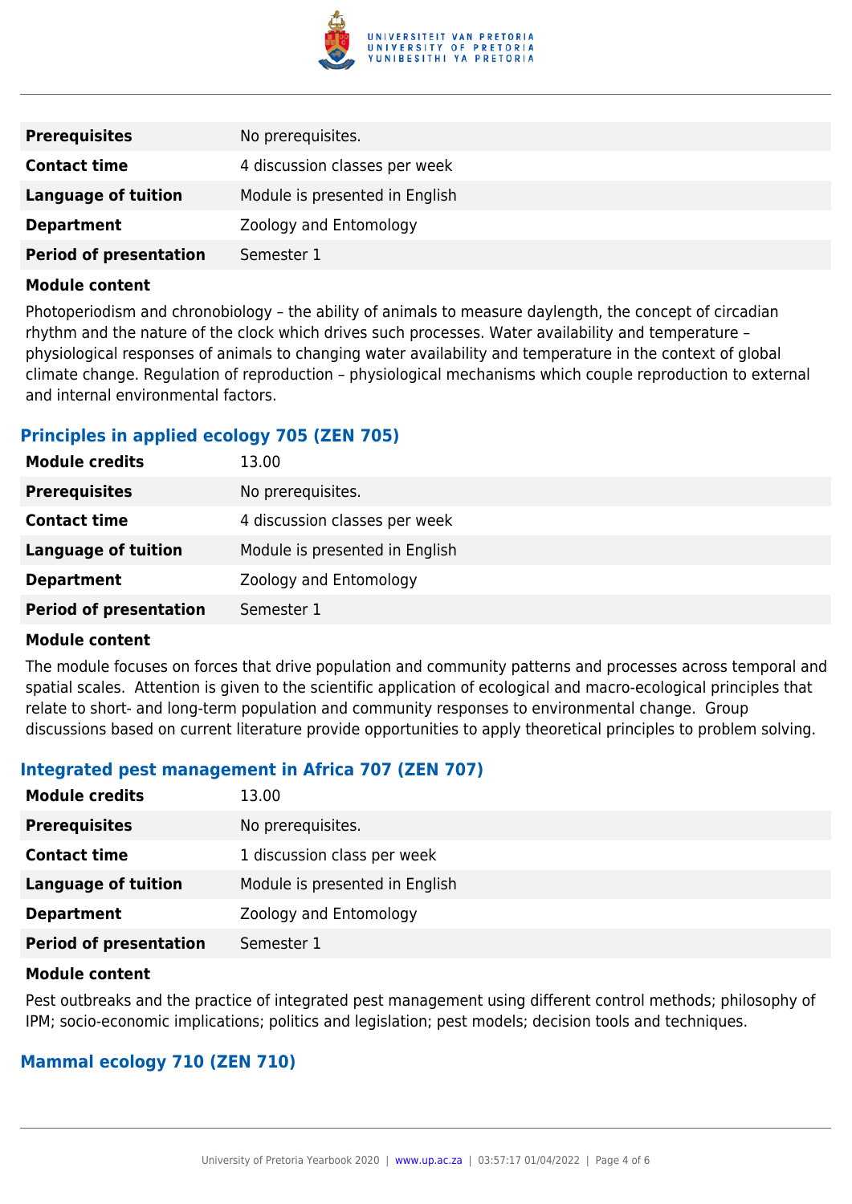| | |
|---|---|
| **Prerequisites** | No prerequisites. |
| **Contact time** | 4 discussion classes per week |
| **Language of tuition** | Module is presented in English |
| **Department** | Zoology and Entomology |
| **Period of presentation** | Semester 1 |

**Module content**

Photoperiodism and chronobiology – the ability of animals to measure daylength, the concept of circadian rhythm and the nature of the clock which drives such processes. Water availability and temperature – physiological responses of animals to changing water availability and temperature in the context of global climate change. Regulation of reproduction – physiological mechanisms which couple reproduction to external and internal environmental factors.

### Principles in applied ecology 705 (ZEN 705)

| | |
|---|---|
| **Module credits** | 13.00 |
| **Prerequisites** | No prerequisites. |
| **Contact time** | 4 discussion classes per week |
| **Language of tuition** | Module is presented in English |
| **Department** | Zoology and Entomology |
| **Period of presentation** | Semester 1 |

**Module content**

The module focuses on forces that drive population and community patterns and processes across temporal and spatial scales. Attention is given to the scientific application of ecological and macro-ecological principles that relate to short- and long-term population and community responses to environmental change. Group discussions based on current literature provide opportunities to apply theoretical principles to problem solving.

### Integrated pest management in Africa 707 (ZEN 707)

| | |
|---|---|
| **Module credits** | 13.00 |
| **Prerequisites** | No prerequisites. |
| **Contact time** | 1 discussion class per week |
| **Language of tuition** | Module is presented in English |
| **Department** | Zoology and Entomology |
| **Period of presentation** | Semester 1 |

**Module content**

Pest outbreaks and the practice of integrated pest management using different control methods; philosophy of IPM; socio-economic implications; politics and legislation; pest models; decision tools and techniques.

### Mammal ecology 710 (ZEN 710)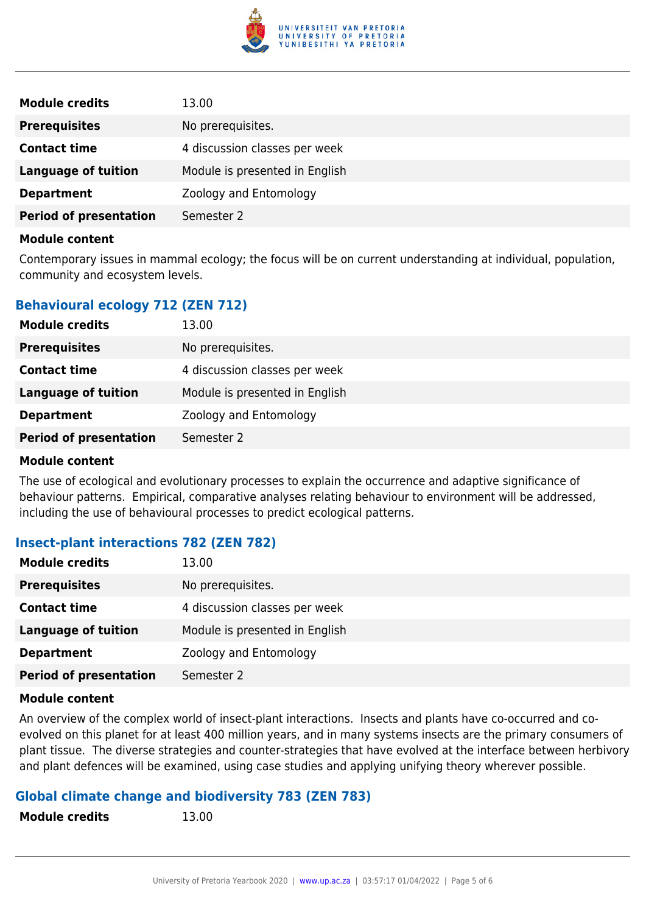| | |
|---|---|
| **Module credits** | 13.00 |
| **Prerequisites** | No prerequisites. |
| **Contact time** | 4 discussion classes per week |
| **Language of tuition** | Module is presented in English |
| **Department** | Zoology and Entomology |
| **Period of presentation** | Semester 2 |

**Module content**

Contemporary issues in mammal ecology; the focus will be on current understanding at individual, population, community and ecosystem levels.

### Behavioural ecology 712 (ZEN 712)

| | |
|---|---|
| **Module credits** | 13.00 |
| **Prerequisites** | No prerequisites. |
| **Contact time** | 4 discussion classes per week |
| **Language of tuition** | Module is presented in English |
| **Department** | Zoology and Entomology |
| **Period of presentation** | Semester 2 |

**Module content**

The use of ecological and evolutionary processes to explain the occurrence and adaptive significance of behaviour patterns. Empirical, comparative analyses relating behaviour to environment will be addressed, including the use of behavioural processes to predict ecological patterns.

### Insect-plant interactions 782 (ZEN 782)

| | |
|---|---|
| **Module credits** | 13.00 |
| **Prerequisites** | No prerequisites. |
| **Contact time** | 4 discussion classes per week |
| **Language of tuition** | Module is presented in English |
| **Department** | Zoology and Entomology |
| **Period of presentation** | Semester 2 |

**Module content**

An overview of the complex world of insect-plant interactions. Insects and plants have co-occurred and co-evolved on this planet for at least 400 million years, and in many systems insects are the primary consumers of plant tissue. The diverse strategies and counter-strategies that have evolved at the interface between herbivory and plant defences will be examined, using case studies and applying unifying theory wherever possible.

### Global climate change and biodiversity 783 (ZEN 783)

| | |
|---|---|
| **Module credits** | 13.00 |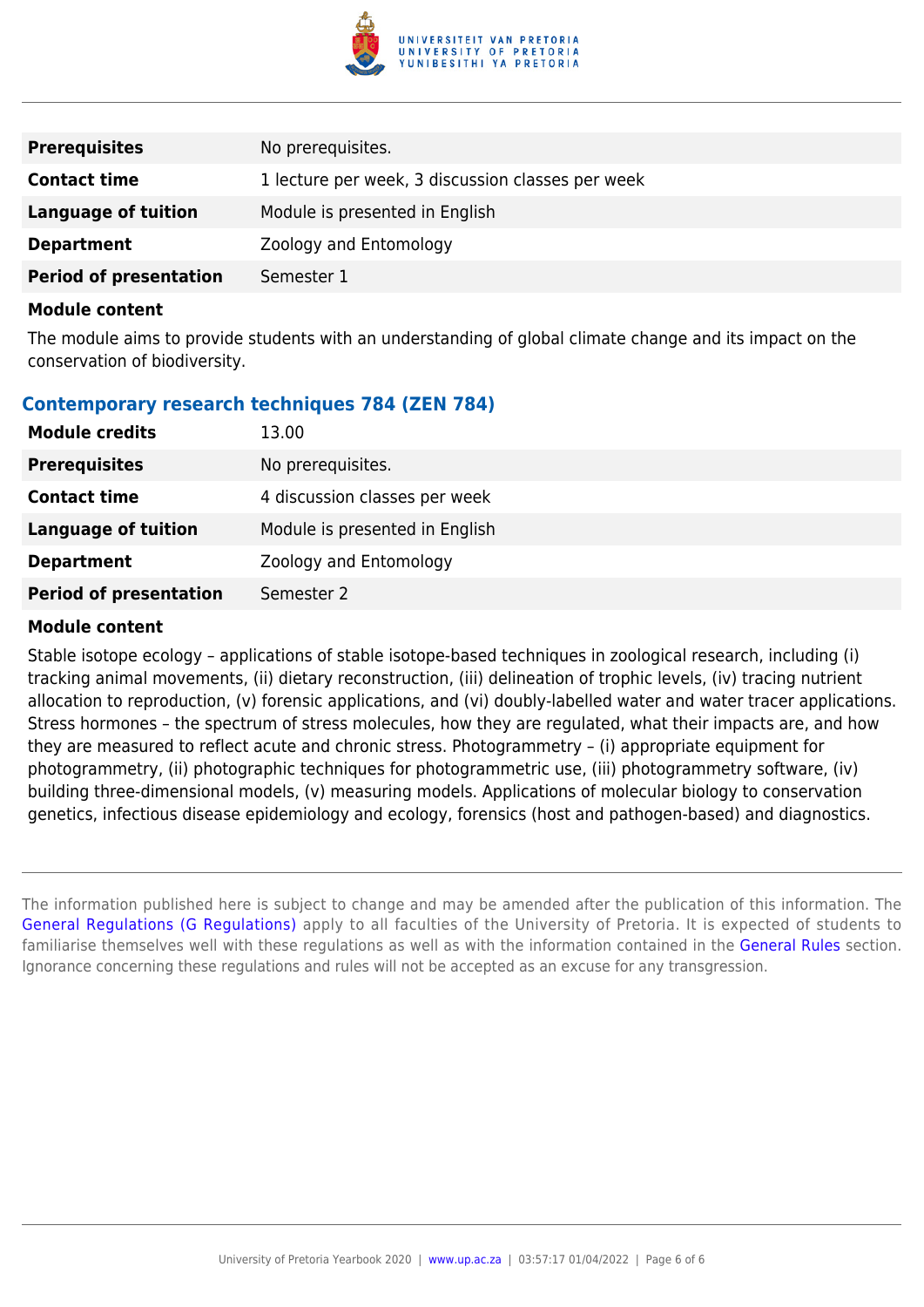| | |
|---|---|
| **Prerequisites** | No prerequisites. |
| **Contact time** | 1 lecture per week, 3 discussion classes per week |
| **Language of tuition** | Module is presented in English |
| **Department** | Zoology and Entomology |
| **Period of presentation** | Semester 1 |

**Module content**

The module aims to provide students with an understanding of global climate change and its impact on the conservation of biodiversity.

### Contemporary research techniques 784 (ZEN 784)

| | |
|---|---|
| **Module credits** | 13.00 |
| **Prerequisites** | No prerequisites. |
| **Contact time** | 4 discussion classes per week |
| **Language of tuition** | Module is presented in English |
| **Department** | Zoology and Entomology |
| **Period of presentation** | Semester 2 |

**Module content**

Stable isotope ecology – applications of stable isotope-based techniques in zoological research, including (i) tracking animal movements, (ii) dietary reconstruction, (iii) delineation of trophic levels, (iv) tracing nutrient allocation to reproduction, (v) forensic applications, and (vi) doubly-labelled water and water tracer applications. Stress hormones – the spectrum of stress molecules, how they are regulated, what their impacts are, and how they are measured to reflect acute and chronic stress. Photogrammetry – (i) appropriate equipment for photogrammetry, (ii) photographic techniques for photogrammetric use, (iii) photogrammetry software, (iv) building three-dimensional models, (v) measuring models. Applications of molecular biology to conservation genetics, infectious disease epidemiology and ecology, forensics (host and pathogen-based) and diagnostics.

The information published here is subject to change and may be amended after the publication of this information. The General Regulations (G Regulations) apply to all faculties of the University of Pretoria. It is expected of students to familiarise themselves well with these regulations as well as with the information contained in the General Rules section. Ignorance concerning these regulations and rules will not be accepted as an excuse for any transgression.